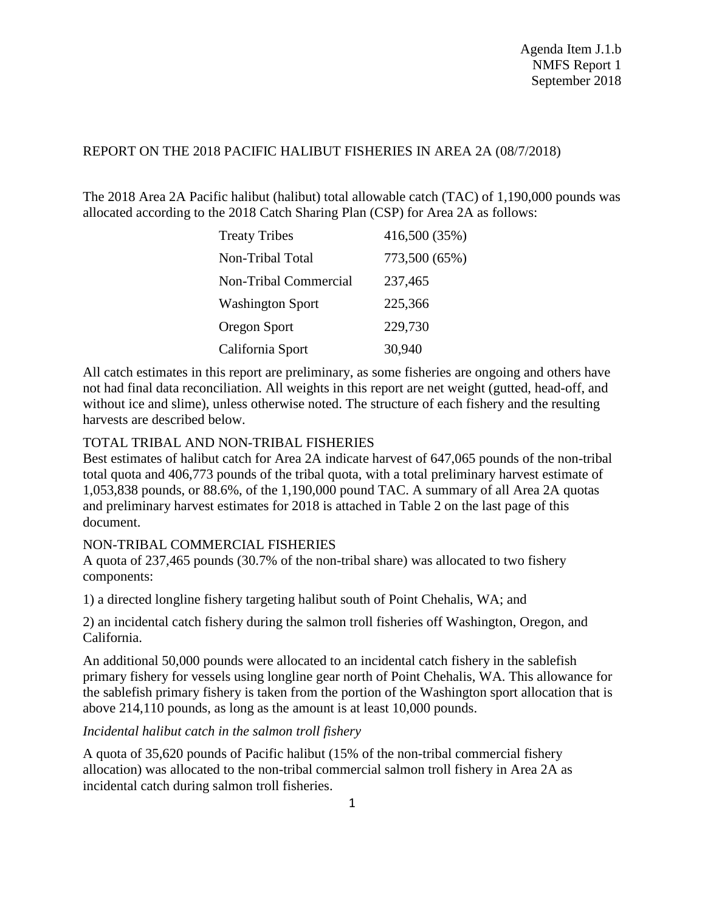Agenda Item J.1.b
NMFS Report 1
September 2018

REPORT ON THE 2018 PACIFIC HALIBUT FISHERIES IN AREA 2A (08/7/2018)

The 2018 Area 2A Pacific halibut (halibut) total allowable catch (TAC) of 1,190,000 pounds was allocated according to the 2018 Catch Sharing Plan (CSP) for Area 2A as follows:

| | |
|---|---|
| Treaty Tribes | 416,500 (35%) |
| Non-Tribal Total | 773,500 (65%) |
| Non-Tribal Commercial | 237,465 |
| Washington Sport | 225,366 |
| Oregon Sport | 229,730 |
| California Sport | 30,940 |

All catch estimates in this report are preliminary, as some fisheries are ongoing and others have not had final data reconciliation. All weights in this report are net weight (gutted, head-off, and without ice and slime), unless otherwise noted. The structure of each fishery and the resulting harvests are described below.

## TOTAL TRIBAL AND NON-TRIBAL FISHERIES

Best estimates of halibut catch for Area 2A indicate harvest of 647,065 pounds of the non-tribal total quota and 406,773 pounds of the tribal quota, with a total preliminary harvest estimate of 1,053,838 pounds, or 88.6%, of the 1,190,000 pound TAC. A summary of all Area 2A quotas and preliminary harvest estimates for 2018 is attached in Table 2 on the last page of this document.

## NON-TRIBAL COMMERCIAL FISHERIES

A quota of 237,465 pounds (30.7% of the non-tribal share) was allocated to two fishery components:

1) a directed longline fishery targeting halibut south of Point Chehalis, WA; and

2) an incidental catch fishery during the salmon troll fisheries off Washington, Oregon, and California.

An additional 50,000 pounds were allocated to an incidental catch fishery in the sablefish primary fishery for vessels using longline gear north of Point Chehalis, WA. This allowance for the sablefish primary fishery is taken from the portion of the Washington sport allocation that is above 214,110 pounds, as long as the amount is at least 10,000 pounds.

### *Incidental halibut catch in the salmon troll fishery*

A quota of 35,620 pounds of Pacific halibut (15% of the non-tribal commercial fishery allocation) was allocated to the non-tribal commercial salmon troll fishery in Area 2A as incidental catch during salmon troll fisheries.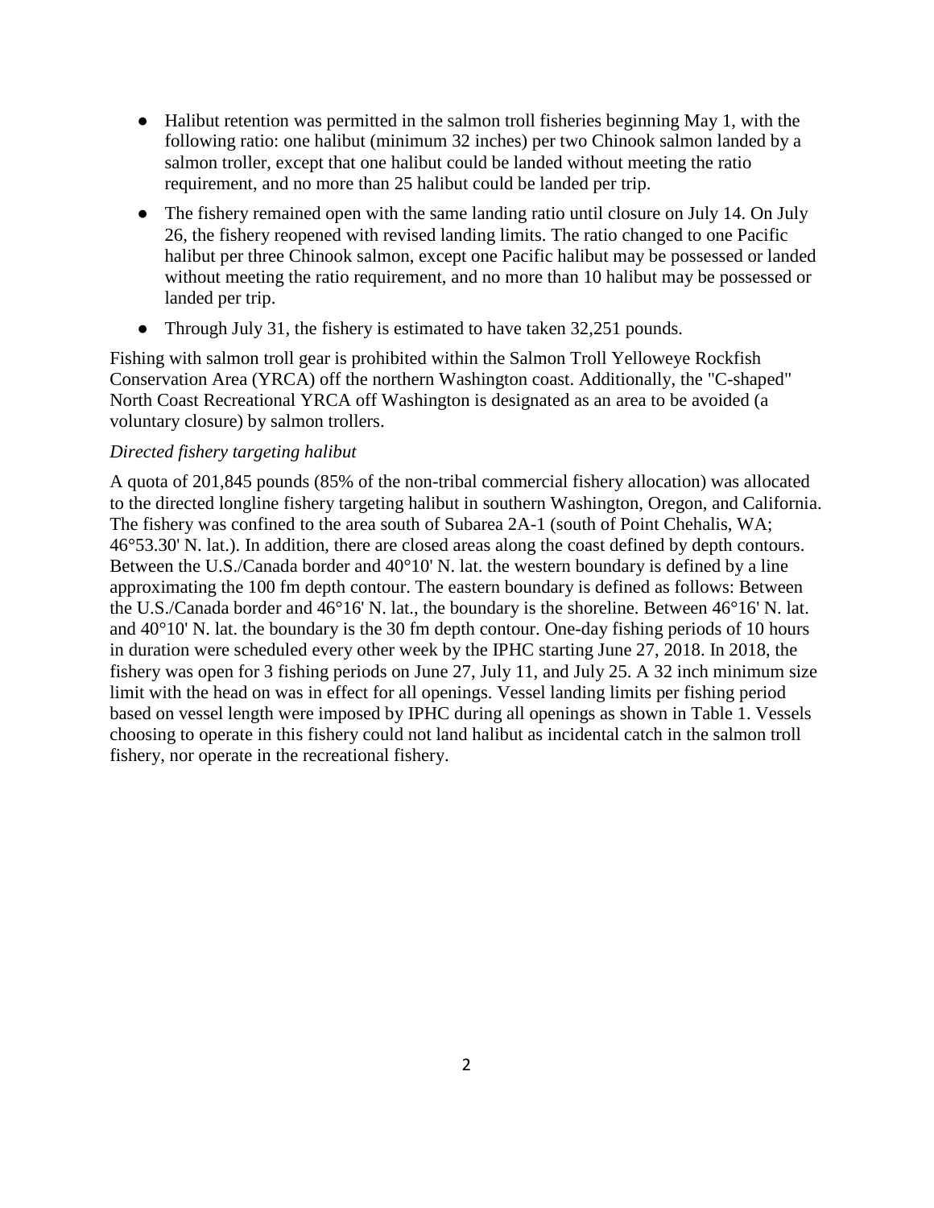- Halibut retention was permitted in the salmon troll fisheries beginning May 1, with the following ratio: one halibut (minimum 32 inches) per two Chinook salmon landed by a salmon troller, except that one halibut could be landed without meeting the ratio requirement, and no more than 25 halibut could be landed per trip.
- The fishery remained open with the same landing ratio until closure on July 14. On July 26, the fishery reopened with revised landing limits. The ratio changed to one Pacific halibut per three Chinook salmon, except one Pacific halibut may be possessed or landed without meeting the ratio requirement, and no more than 10 halibut may be possessed or landed per trip.
- Through July 31, the fishery is estimated to have taken 32,251 pounds.

Fishing with salmon troll gear is prohibited within the Salmon Troll Yelloweye Rockfish Conservation Area (YRCA) off the northern Washington coast. Additionally, the "C-shaped" North Coast Recreational YRCA off Washington is designated as an area to be avoided (a voluntary closure) by salmon trollers.

*Directed fishery targeting halibut*

A quota of 201,845 pounds (85% of the non-tribal commercial fishery allocation) was allocated to the directed longline fishery targeting halibut in southern Washington, Oregon, and California. The fishery was confined to the area south of Subarea 2A-1 (south of Point Chehalis, WA; 46°53.30' N. lat.). In addition, there are closed areas along the coast defined by depth contours. Between the U.S./Canada border and 40°10' N. lat. the western boundary is defined by a line approximating the 100 fm depth contour. The eastern boundary is defined as follows: Between the U.S./Canada border and 46°16' N. lat., the boundary is the shoreline. Between 46°16' N. lat. and 40°10' N. lat. the boundary is the 30 fm depth contour. One-day fishing periods of 10 hours in duration were scheduled every other week by the IPHC starting June 27, 2018. In 2018, the fishery was open for 3 fishing periods on June 27, July 11, and July 25. A 32 inch minimum size limit with the head on was in effect for all openings. Vessel landing limits per fishing period based on vessel length were imposed by IPHC during all openings as shown in Table 1. Vessels choosing to operate in this fishery could not land halibut as incidental catch in the salmon troll fishery, nor operate in the recreational fishery.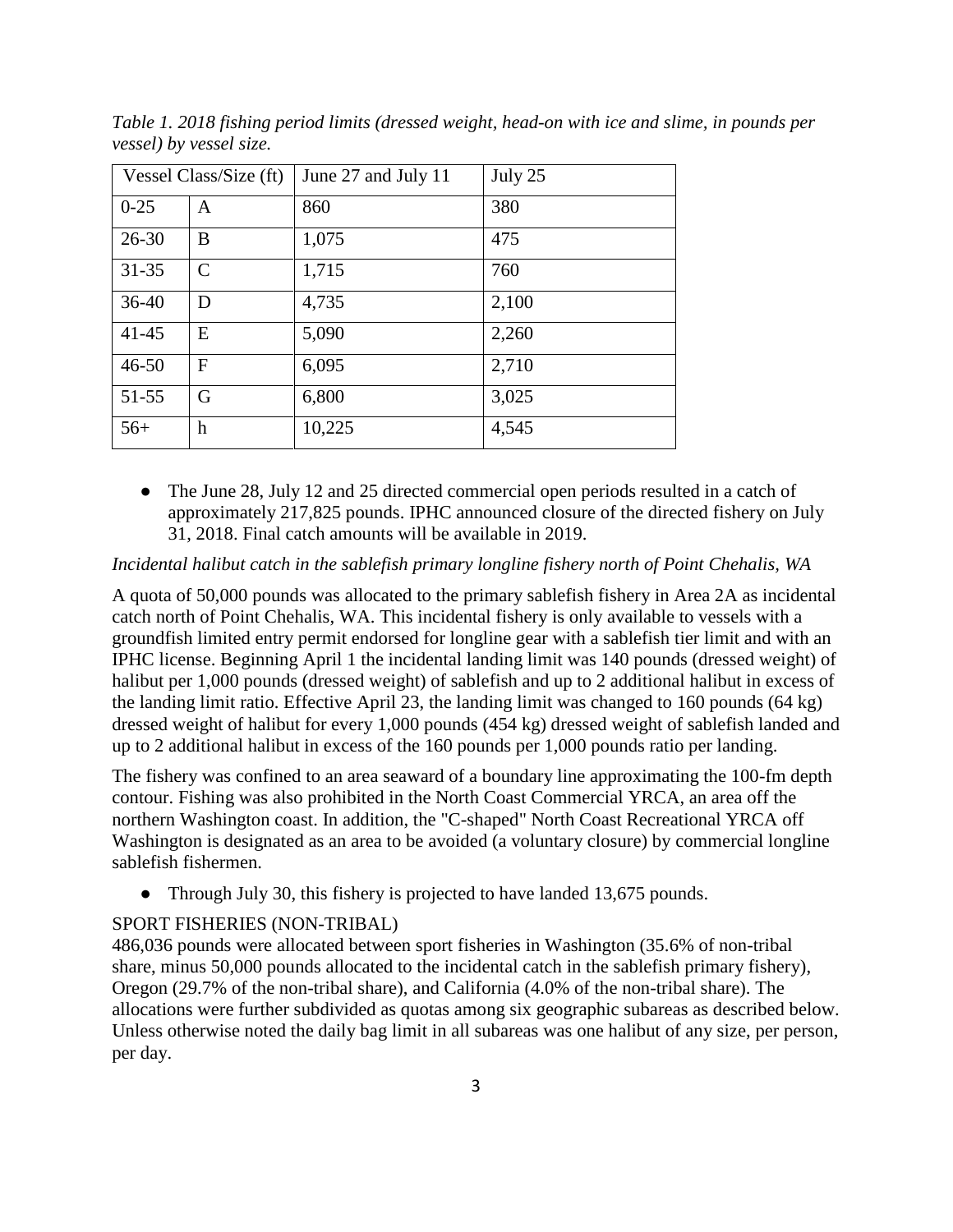*Table 1. 2018 fishing period limits (dressed weight, head-on with ice and slime, in pounds per vessel) by vessel size.*

| Vessel Class/Size (ft) | | June 27 and July 11 | July 25 |
|---|---|---|---|
| 0-25 | A | 860 | 380 |
| 26-30 | B | 1,075 | 475 |
| 31-35 | C | 1,715 | 760 |
| 36-40 | D | 4,735 | 2,100 |
| 41-45 | E | 5,090 | 2,260 |
| 46-50 | F | 6,095 | 2,710 |
| 51-55 | G | 6,800 | 3,025 |
| 56+ | h | 10,225 | 4,545 |

- The June 28, July 12 and 25 directed commercial open periods resulted in a catch of approximately 217,825 pounds. IPHC announced closure of the directed fishery on July 31, 2018. Final catch amounts will be available in 2019.

*Incidental halibut catch in the sablefish primary longline fishery north of Point Chehalis, WA*

A quota of 50,000 pounds was allocated to the primary sablefish fishery in Area 2A as incidental catch north of Point Chehalis, WA. This incidental fishery is only available to vessels with a groundfish limited entry permit endorsed for longline gear with a sablefish tier limit and with an IPHC license. Beginning April 1 the incidental landing limit was 140 pounds (dressed weight) of halibut per 1,000 pounds (dressed weight) of sablefish and up to 2 additional halibut in excess of the landing limit ratio. Effective April 23, the landing limit was changed to 160 pounds (64 kg) dressed weight of halibut for every 1,000 pounds (454 kg) dressed weight of sablefish landed and up to 2 additional halibut in excess of the 160 pounds per 1,000 pounds ratio per landing.

The fishery was confined to an area seaward of a boundary line approximating the 100-fm depth contour. Fishing was also prohibited in the North Coast Commercial YRCA, an area off the northern Washington coast. In addition, the "C-shaped" North Coast Recreational YRCA off Washington is designated as an area to be avoided (a voluntary closure) by commercial longline sablefish fishermen.

- Through July 30, this fishery is projected to have landed 13,675 pounds.

SPORT FISHERIES (NON-TRIBAL)

486,036 pounds were allocated between sport fisheries in Washington (35.6% of non-tribal share, minus 50,000 pounds allocated to the incidental catch in the sablefish primary fishery), Oregon (29.7% of the non-tribal share), and California (4.0% of the non-tribal share). The allocations were further subdivided as quotas among six geographic subareas as described below. Unless otherwise noted the daily bag limit in all subareas was one halibut of any size, per person, per day.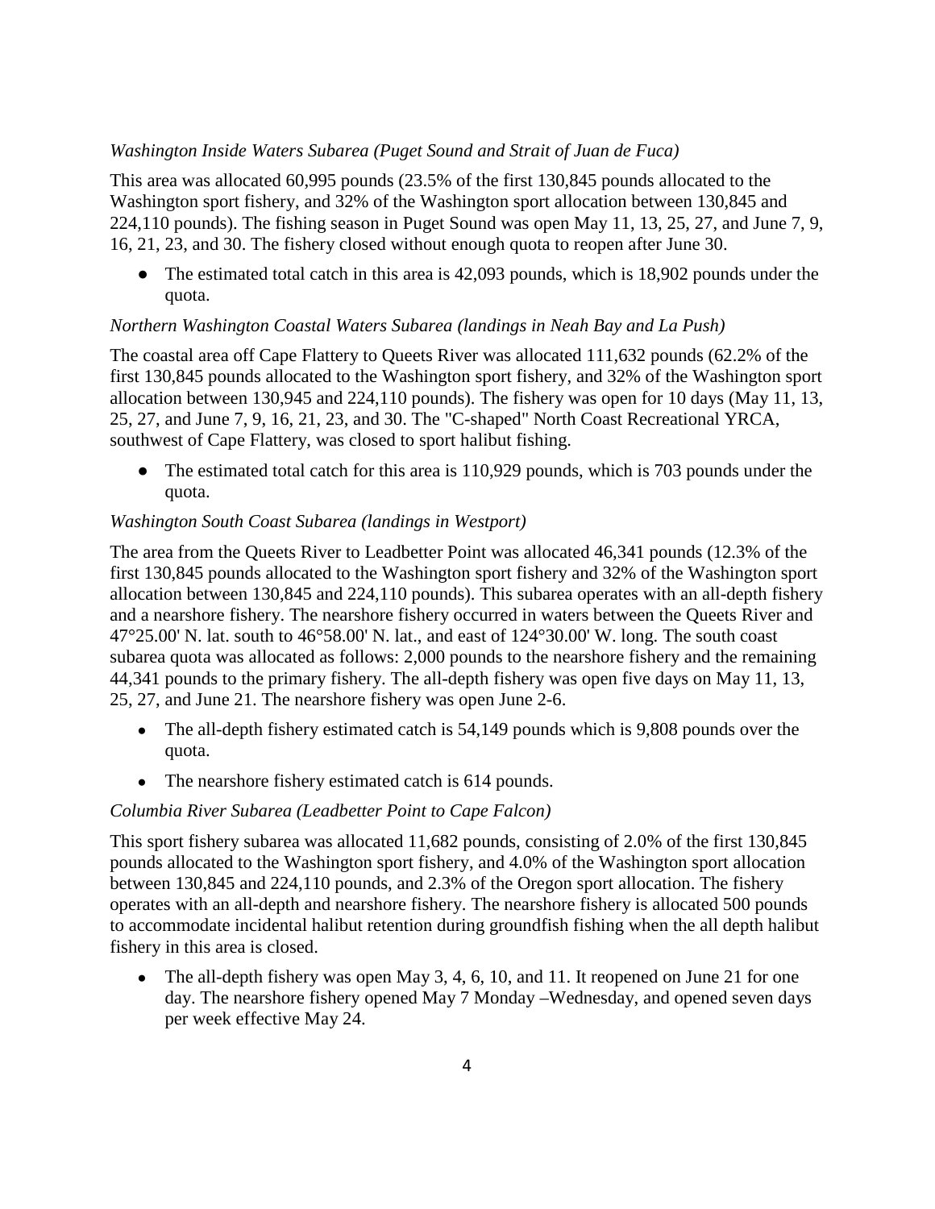*Washington Inside Waters Subarea (Puget Sound and Strait of Juan de Fuca)*

This area was allocated 60,995 pounds (23.5% of the first 130,845 pounds allocated to the Washington sport fishery, and 32% of the Washington sport allocation between 130,845 and 224,110 pounds). The fishing season in Puget Sound was open May 11, 13, 25, 27, and June 7, 9, 16, 21, 23, and 30. The fishery closed without enough quota to reopen after June 30.

- The estimated total catch in this area is 42,093 pounds, which is 18,902 pounds under the quota.

*Northern Washington Coastal Waters Subarea (landings in Neah Bay and La Push)*

The coastal area off Cape Flattery to Queets River was allocated 111,632 pounds (62.2% of the first 130,845 pounds allocated to the Washington sport fishery, and 32% of the Washington sport allocation between 130,945 and 224,110 pounds). The fishery was open for 10 days (May 11, 13, 25, 27, and June 7, 9, 16, 21, 23, and 30. The "C-shaped" North Coast Recreational YRCA, southwest of Cape Flattery, was closed to sport halibut fishing.

- The estimated total catch for this area is 110,929 pounds, which is 703 pounds under the quota.

*Washington South Coast Subarea (landings in Westport)*

The area from the Queets River to Leadbetter Point was allocated 46,341 pounds (12.3% of the first 130,845 pounds allocated to the Washington sport fishery and 32% of the Washington sport allocation between 130,845 and 224,110 pounds). This subarea operates with an all-depth fishery and a nearshore fishery. The nearshore fishery occurred in waters between the Queets River and 47°25.00' N. lat. south to 46°58.00' N. lat., and east of 124°30.00' W. long. The south coast subarea quota was allocated as follows: 2,000 pounds to the nearshore fishery and the remaining 44,341 pounds to the primary fishery. The all-depth fishery was open five days on May 11, 13, 25, 27, and June 21. The nearshore fishery was open June 2-6.

- The all-depth fishery estimated catch is 54,149 pounds which is 9,808 pounds over the quota.
- The nearshore fishery estimated catch is 614 pounds.

*Columbia River Subarea (Leadbetter Point to Cape Falcon)*

This sport fishery subarea was allocated 11,682 pounds, consisting of 2.0% of the first 130,845 pounds allocated to the Washington sport fishery, and 4.0% of the Washington sport allocation between 130,845 and 224,110 pounds, and 2.3% of the Oregon sport allocation. The fishery operates with an all-depth and nearshore fishery. The nearshore fishery is allocated 500 pounds to accommodate incidental halibut retention during groundfish fishing when the all depth halibut fishery in this area is closed.

- The all-depth fishery was open May 3, 4, 6, 10, and 11. It reopened on June 21 for one day. The nearshore fishery opened May 7 Monday –Wednesday, and opened seven days per week effective May 24.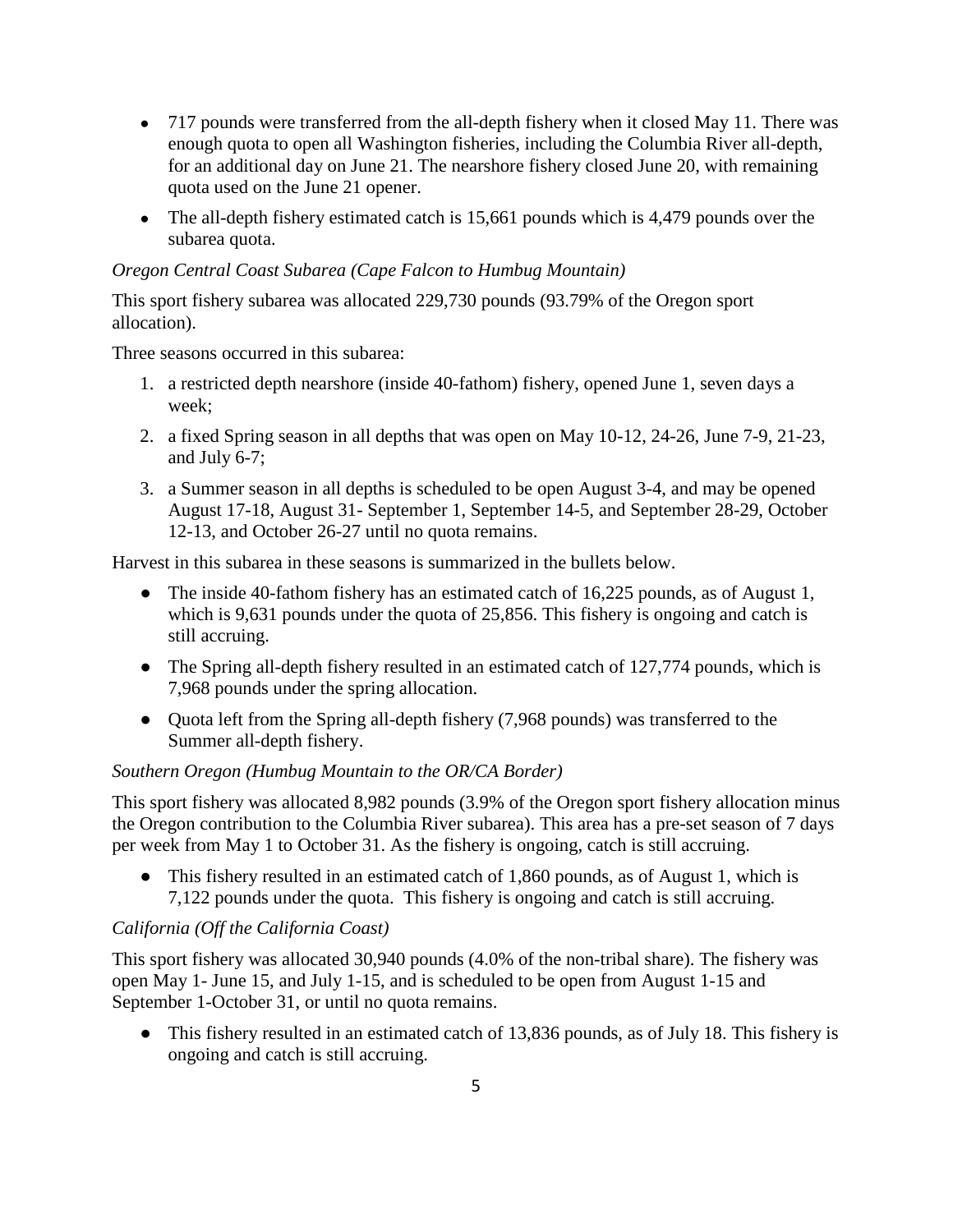- 717 pounds were transferred from the all-depth fishery when it closed May 11. There was enough quota to open all Washington fisheries, including the Columbia River all-depth, for an additional day on June 21. The nearshore fishery closed June 20, with remaining quota used on the June 21 opener.
- The all-depth fishery estimated catch is 15,661 pounds which is 4,479 pounds over the subarea quota.

*Oregon Central Coast Subarea (Cape Falcon to Humbug Mountain)*

This sport fishery subarea was allocated 229,730 pounds (93.79% of the Oregon sport allocation).

Three seasons occurred in this subarea:

1. a restricted depth nearshore (inside 40-fathom) fishery, opened June 1, seven days a week;
2. a fixed Spring season in all depths that was open on May 10-12, 24-26, June 7-9, 21-23, and July 6-7;
3. a Summer season in all depths is scheduled to be open August 3-4, and may be opened August 17-18, August 31- September 1, September 14-5, and September 28-29, October 12-13, and October 26-27 until no quota remains.

Harvest in this subarea in these seasons is summarized in the bullets below.

- The inside 40-fathom fishery has an estimated catch of 16,225 pounds, as of August 1, which is 9,631 pounds under the quota of 25,856. This fishery is ongoing and catch is still accruing.
- The Spring all-depth fishery resulted in an estimated catch of 127,774 pounds, which is 7,968 pounds under the spring allocation.
- Quota left from the Spring all-depth fishery (7,968 pounds) was transferred to the Summer all-depth fishery.

*Southern Oregon (Humbug Mountain to the OR/CA Border)*

This sport fishery was allocated 8,982 pounds (3.9% of the Oregon sport fishery allocation minus the Oregon contribution to the Columbia River subarea). This area has a pre-set season of 7 days per week from May 1 to October 31. As the fishery is ongoing, catch is still accruing.

- This fishery resulted in an estimated catch of 1,860 pounds, as of August 1, which is 7,122 pounds under the quota. This fishery is ongoing and catch is still accruing.

*California (Off the California Coast)*

This sport fishery was allocated 30,940 pounds (4.0% of the non-tribal share). The fishery was open May 1- June 15, and July 1-15, and is scheduled to be open from August 1-15 and September 1-October 31, or until no quota remains.

- This fishery resulted in an estimated catch of 13,836 pounds, as of July 18. This fishery is ongoing and catch is still accruing.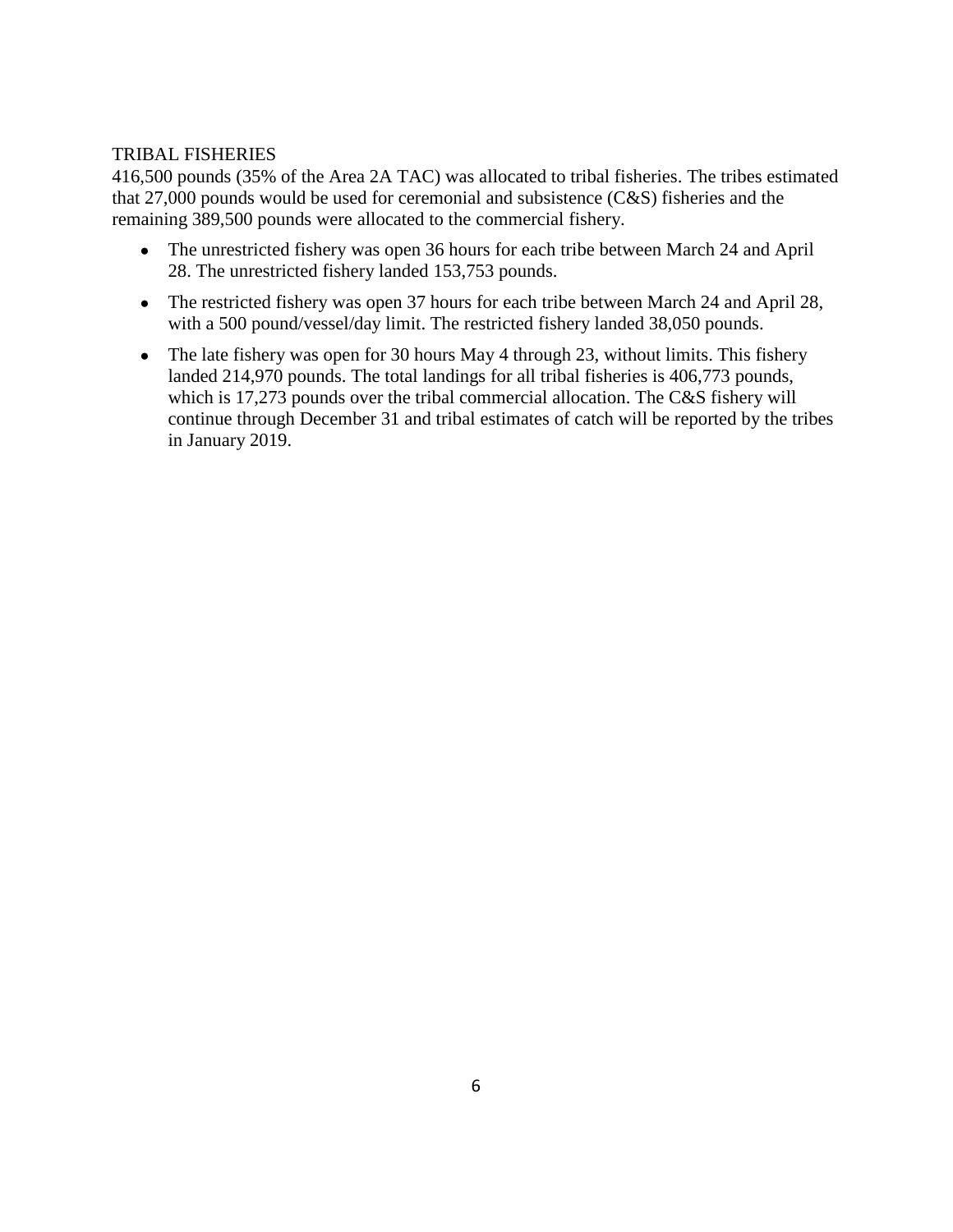## TRIBAL FISHERIES

416,500 pounds (35% of the Area 2A TAC) was allocated to tribal fisheries. The tribes estimated that 27,000 pounds would be used for ceremonial and subsistence (C&S) fisheries and the remaining 389,500 pounds were allocated to the commercial fishery.

- The unrestricted fishery was open 36 hours for each tribe between March 24 and April 28. The unrestricted fishery landed 153,753 pounds.
- The restricted fishery was open 37 hours for each tribe between March 24 and April 28, with a 500 pound/vessel/day limit. The restricted fishery landed 38,050 pounds.
- The late fishery was open for 30 hours May 4 through 23, without limits. This fishery landed 214,970 pounds. The total landings for all tribal fisheries is 406,773 pounds, which is 17,273 pounds over the tribal commercial allocation. The C&S fishery will continue through December 31 and tribal estimates of catch will be reported by the tribes in January 2019.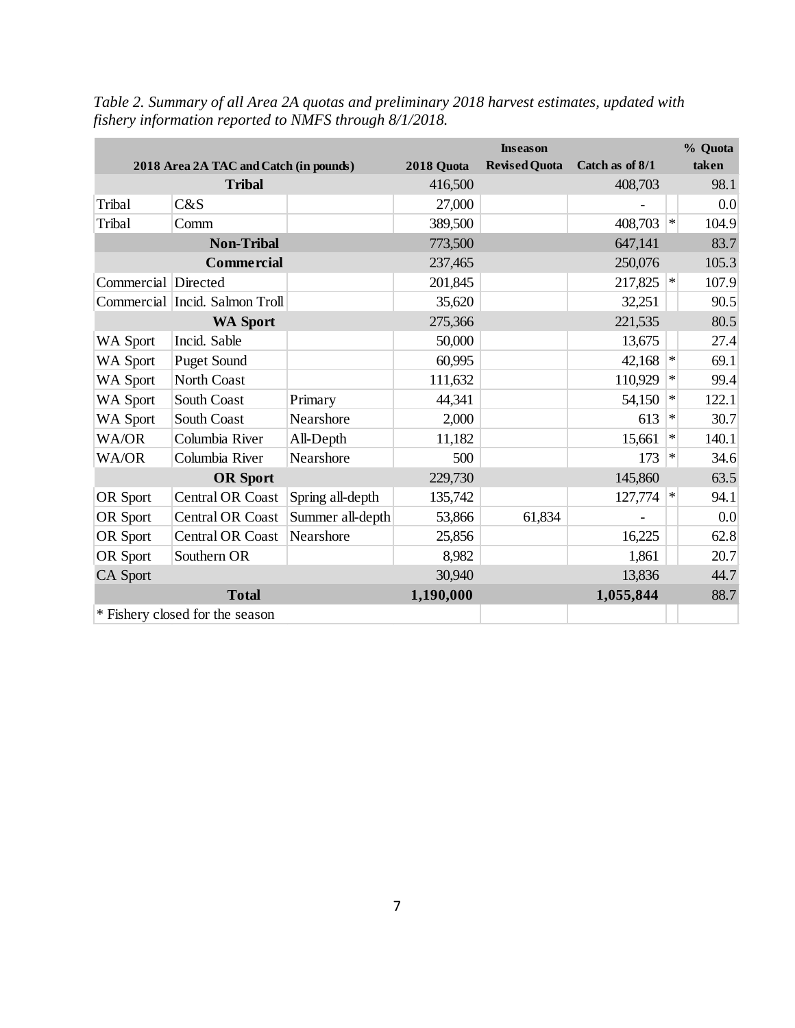*Table 2. Summary of all Area 2A quotas and preliminary 2018 harvest estimates, updated with fishery information reported to NMFS through 8/1/2018.*

| 2018 Area 2A TAC and Catch (in pounds) | | | 2018 Quota | Inseason Revised Quota | Catch as of 8/1 | | % Quota taken |
|---|---|---|---|---|---|---|---|
| **Tribal** | | | 416,500 | | 408,703 | | 98.1 |
| Tribal | C&S | | 27,000 | | - | | 0.0 |
| Tribal | Comm | | 389,500 | | 408,703 | * | 104.9 |
| **Non-Tribal** | | | 773,500 | | 647,141 | | 83.7 |
| **Commercial** | | | 237,465 | | 250,076 | | 105.3 |
| Commercial | Directed | | 201,845 | | 217,825 | * | 107.9 |
| Commercial | Incid. Salmon Troll | | 35,620 | | 32,251 | | 90.5 |
| **WA Sport** | | | 275,366 | | 221,535 | | 80.5 |
| WA Sport | Incid. Sable | | 50,000 | | 13,675 | | 27.4 |
| WA Sport | Puget Sound | | 60,995 | | 42,168 | * | 69.1 |
| WA Sport | North Coast | | 111,632 | | 110,929 | * | 99.4 |
| WA Sport | South Coast | Primary | 44,341 | | 54,150 | * | 122.1 |
| WA Sport | South Coast | Nearshore | 2,000 | | 613 | * | 30.7 |
| WA/OR | Columbia River | All-Depth | 11,182 | | 15,661 | * | 140.1 |
| WA/OR | Columbia River | Nearshore | 500 | | 173 | * | 34.6 |
| **OR Sport** | | | 229,730 | | 145,860 | | 63.5 |
| OR Sport | Central OR Coast | Spring all-depth | 135,742 | | 127,774 | * | 94.1 |
| OR Sport | Central OR Coast | Summer all-depth | 53,866 | 61,834 | - | | 0.0 |
| OR Sport | Central OR Coast | Nearshore | 25,856 | | 16,225 | | 62.8 |
| OR Sport | Southern OR | | 8,982 | | 1,861 | | 20.7 |
| CA Sport | | | 30,940 | | 13,836 | | 44.7 |
| **Total** | | | **1,190,000** | | **1,055,844** | | 88.7 |
| * Fishery closed for the season | | | | | | | |